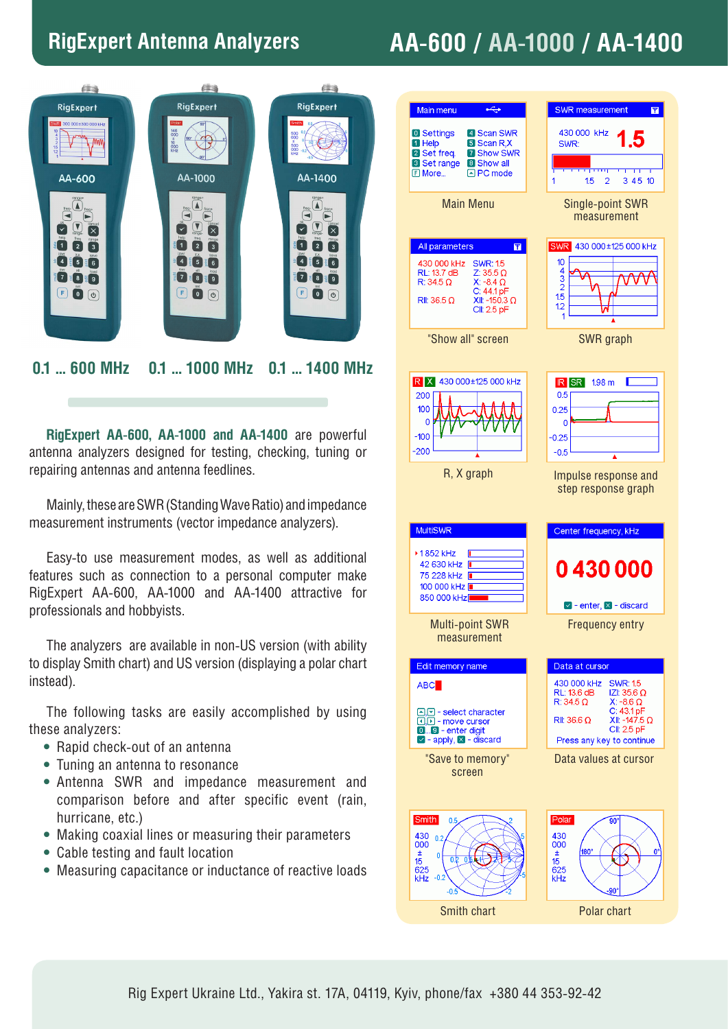# RigExpert Antenna Analyzers

## AA-600 / AA-1000 / AA-1400

0.1 ... 600 MHz    0.1 ... 1000 MHz    0.1 ... 1400 MHz

**RigExpert AA-600, AA-1000 and AA-1400** are powerful antenna analyzers designed for testing, checking, tuning or repairing antennas and antenna feedlines.

Mainly, these are SWR (Standing Wave Ratio) and impedance measurement instruments (vector impedance analyzers).

Easy-to use measurement modes, as well as additional features such as connection to a personal computer make RigExpert AA-600, AA-1000 and AA-1400 attractive for professionals and hobbyists.

The analyzers are available in non-US version (with ability to display Smith chart) and US version (displaying a polar chart instead).

The following tasks are easily accomplished by using these analyzers:

- Rapid check-out of an antenna
- Tuning an antenna to resonance
- Antenna SWR and impedance measurement and comparison before and after specific event (rain, hurricane, etc.)
- Making coaxial lines or measuring their parameters
- Cable testing and fault location
- Measuring capacitance or inductance of reactive loads

Main Menu

Single-point SWR measurement

"Show all" screen

SWR graph

R, X graph

Impulse response and step response graph

Multi-point SWR measurement

Frequency entry

"Save to memory" screen

Data values at cursor

Smith chart

Polar chart

Rig Expert Ukraine Ltd., Yakira st. 17A, 04119, Kyiv, phone/fax +380 44 353-92-42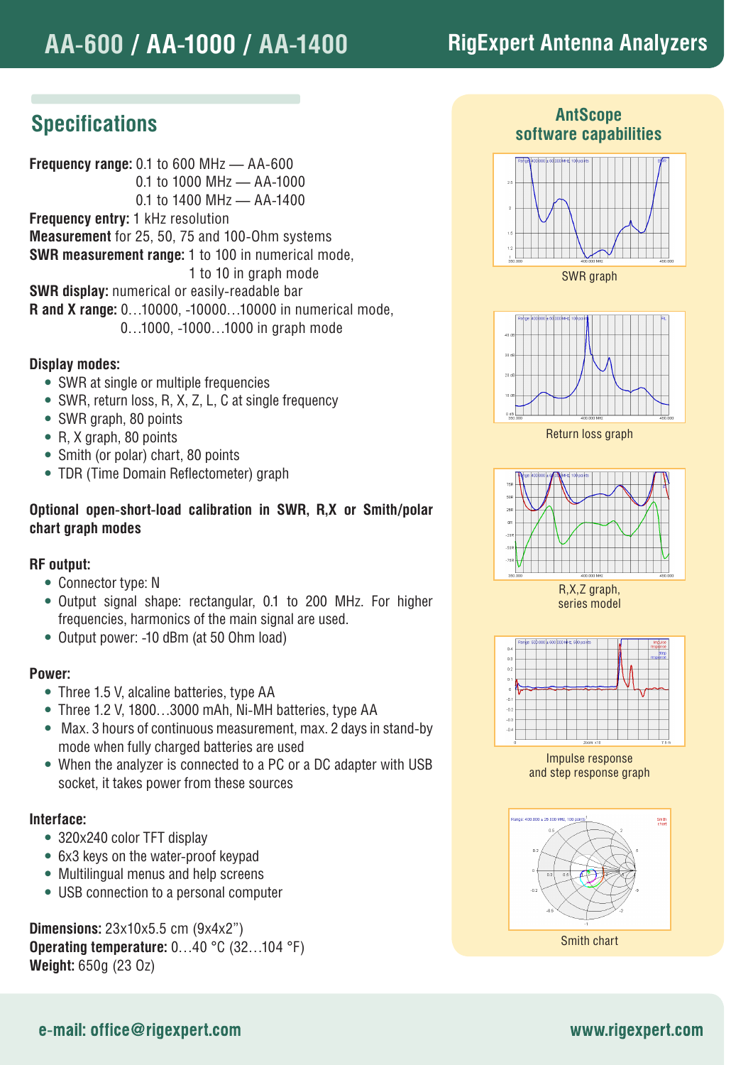## Specifications

**Frequency range:** 0.1 to 600 MHz — AA-600
0.1 to 1000 MHz — AA-1000
0.1 to 1400 MHz — AA-1400
**Frequency entry:** 1 kHz resolution
**Measurement** for 25, 50, 75 and 100-Ohm systems
**SWR measurement range:** 1 to 100 in numerical mode,
1 to 10 in graph mode
**SWR display:** numerical or easily-readable bar
**R and X range:** 0…10000, -10000…10000 in numerical mode,
0…1000, -1000…1000 in graph mode

**Display modes:**

- SWR at single or multiple frequencies
- SWR, return loss, R, X, Z, L, C at single frequency
- SWR graph, 80 points
- R, X graph, 80 points
- Smith (or polar) chart, 80 points
- TDR (Time Domain Reflectometer) graph

**Optional open-short-load calibration in SWR, R,X or Smith/polar chart graph modes**

**RF output:**

- Connector type: N
- Output signal shape: rectangular, 0.1 to 200 MHz. For higher frequencies, harmonics of the main signal are used.
- Output power: -10 dBm (at 50 Ohm load)

**Power:**

- Three 1.5 V, alcaline batteries, type AA
- Three 1.2 V, 1800…3000 mAh, Ni-MH batteries, type AA
- Max. 3 hours of continuous measurement, max. 2 days in stand-by mode when fully charged batteries are used
- When the analyzer is connected to a PC or a DC adapter with USB socket, it takes power from these sources

**Interface:**

- 320x240 color TFT display
- 6x3 keys on the water-proof keypad
- Multilingual menus and help screens
- USB connection to a personal computer

**Dimensions:** 23x10x5.5 cm (9x4x2”)
**Operating temperature:** 0…40 °C (32…104 °F)
**Weight:** 650g (23 Oz)

### AntScope software capabilities

SWR graph

Return loss graph

R,X,Z graph, series model

Impulse response and step response graph

Smith chart

**e-mail: office@rigexpert.com**

**www.rigexpert.com**